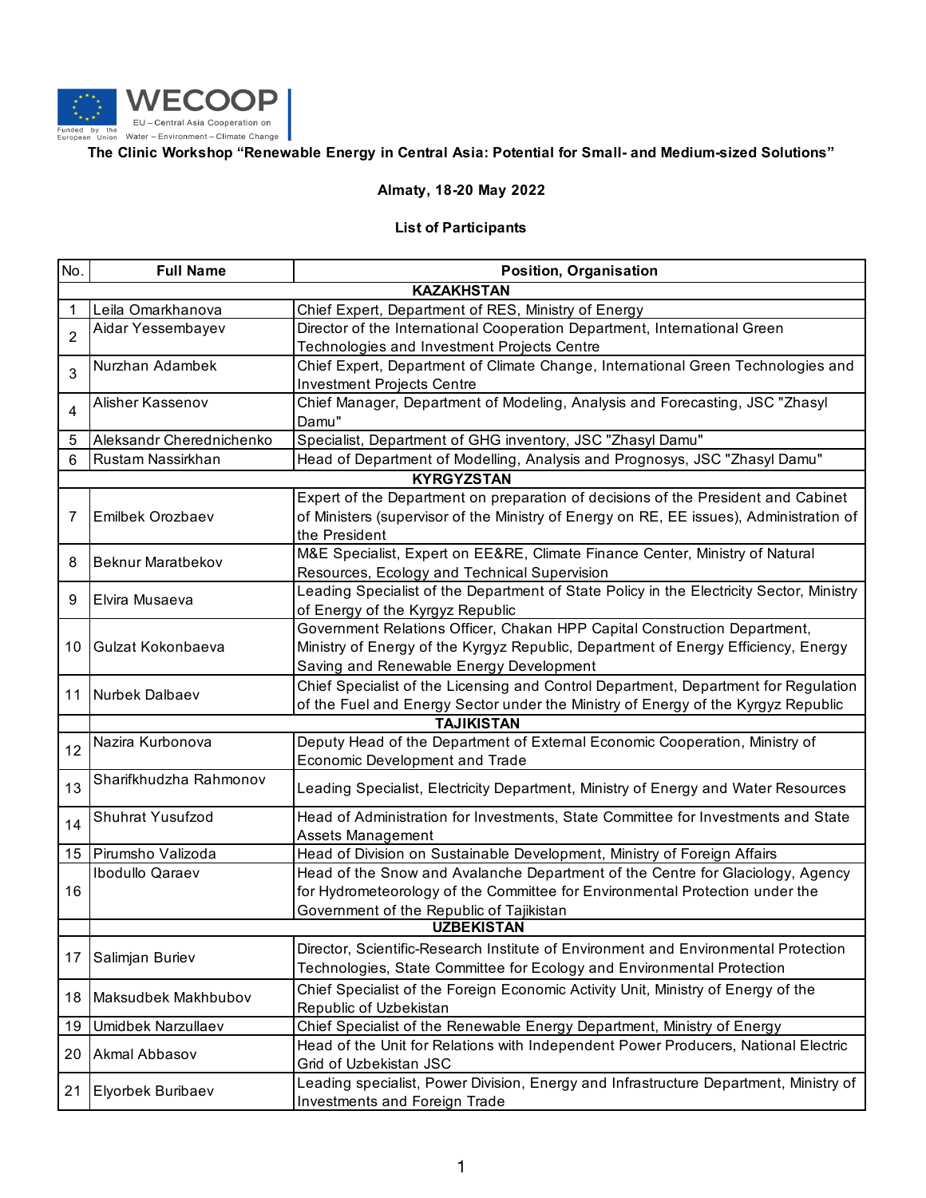WECOOP

EU – Central Asia Cooperation on Water – Environment – Climate Change

Funded by the European Union

**The Clinic Workshop "Renewable Energy in Central Asia: Potential for Small- and Medium-sized Solutions"**

**Almaty, 18-20 May 2022**

**List of Participants**

| No. | Full Name | Position, Organisation |
|---|---|---|
| | | **KAZAKHSTAN** |
| 1 | Leila Omarkhanova | Chief Expert, Department of RES, Ministry of Energy |
| 2 | Aidar Yessembayev | Director of the International Cooperation Department, International Green Technologies and Investment Projects Centre |
| 3 | Nurzhan Adambek | Chief Expert, Department of Climate Change, International Green Technologies and Investment Projects Centre |
| 4 | Alisher Kassenov | Chief Manager, Department of Modeling, Analysis and Forecasting, JSC "Zhasyl Damu" |
| 5 | Aleksandr Cherednichenko | Specialist, Department of GHG inventory, JSC "Zhasyl Damu" |
| 6 | Rustam Nassirkhan | Head of Department of Modelling, Analysis and Prognosys, JSC "Zhasyl Damu" |
| | | **KYRGYZSTAN** |
| 7 | Emilbek Orozbaev | Expert of the Department on preparation of decisions of the President and Cabinet of Ministers (supervisor of the Ministry of Energy on RE, EE issues), Administration of the President |
| 8 | Beknur Maratbekov | M&E Specialist, Expert on EE&RE, Climate Finance Center, Ministry of Natural Resources, Ecology and Technical Supervision |
| 9 | Elvira Musaeva | Leading Specialist of the Department of State Policy in the Electricity Sector, Ministry of Energy of the Kyrgyz Republic |
| 10 | Gulzat Kokonbaeva | Government Relations Officer, Chakan HPP Capital Construction Department, Ministry of Energy of the Kyrgyz Republic, Department of Energy Efficiency, Energy Saving and Renewable Energy Development |
| 11 | Nurbek Dalbaev | Chief Specialist of the Licensing and Control Department, Department for Regulation of the Fuel and Energy Sector under the Ministry of Energy of the Kyrgyz Republic |
| | | **TAJIKISTAN** |
| 12 | Nazira Kurbonova | Deputy Head of the Department of External Economic Cooperation, Ministry of Economic Development and Trade |
| 13 | Sharifkhudzha Rahmonov | Leading Specialist, Electricity Department, Ministry of Energy and Water Resources |
| 14 | Shuhrat Yusufzod | Head of Administration for Investments, State Committee for Investments and State Assets Management |
| 15 | Pirumsho Valizoda | Head of Division on Sustainable Development, Ministry of Foreign Affairs |
| 16 | Ibodullo Qaraev | Head of the Snow and Avalanche Department of the Centre for Glaciology, Agency for Hydrometeorology of the Committee for Environmental Protection under the Government of the Republic of Tajikistan |
| | | **UZBEKISTAN** |
| 17 | Salimjan Buriev | Director, Scientific-Research Institute of Environment and Environmental Protection Technologies, State Committee for Ecology and Environmental Protection |
| 18 | Maksudbek Makhbubov | Chief Specialist of the Foreign Economic Activity Unit, Ministry of Energy of the Republic of Uzbekistan |
| 19 | Umidbek Narzullaev | Chief Specialist of the Renewable Energy Department, Ministry of Energy |
| 20 | Akmal Abbasov | Head of the Unit for Relations with Independent Power Producers, National Electric Grid of Uzbekistan JSC |
| 21 | Elyorbek Buribaev | Leading specialist, Power Division, Energy and Infrastructure Department, Ministry of Investments and Foreign Trade |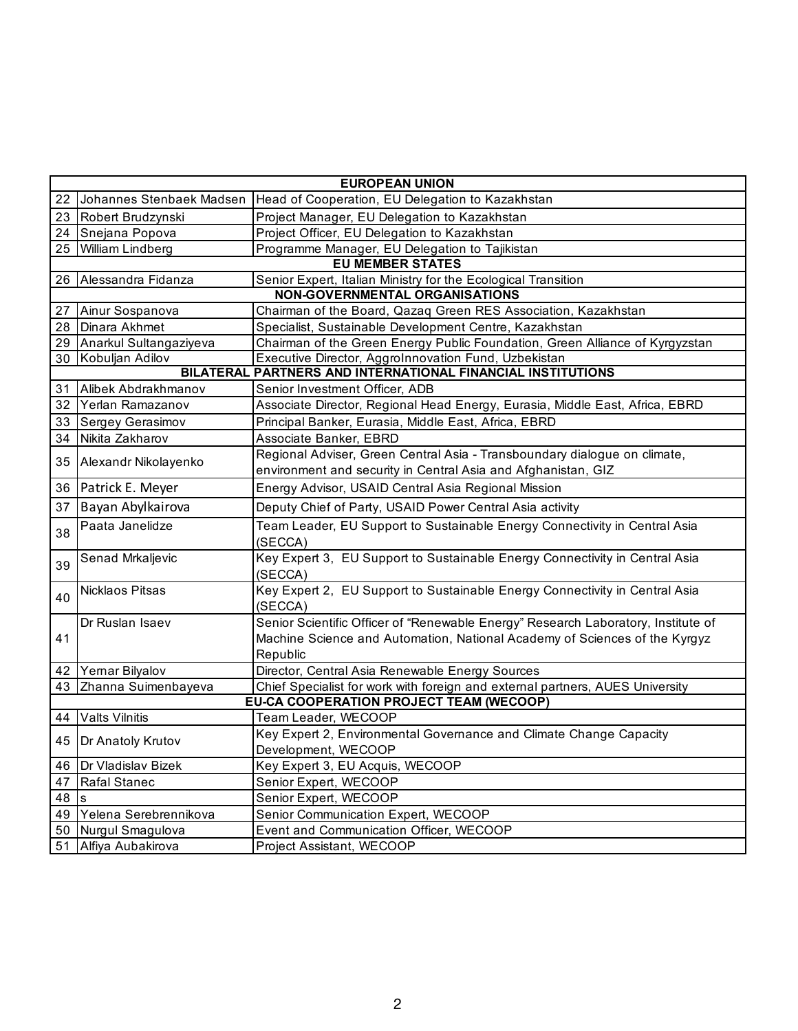| | | |
|---|---|---|
| **EUROPEAN UNION** | | |
| 22 | Johannes Stenbaek Madsen | Head of Cooperation, EU Delegation to Kazakhstan |
| 23 | Robert Brudzynski | Project Manager, EU Delegation to Kazakhstan |
| 24 | Snejana Popova | Project Officer, EU Delegation to Kazakhstan |
| 25 | William Lindberg | Programme Manager, EU Delegation to Tajikistan |
| **EU MEMBER STATES** | | |
| 26 | Alessandra Fidanza | Senior Expert, Italian Ministry for the Ecological Transition |
| **NON-GOVERNMENTAL ORGANISATIONS** | | |
| 27 | Ainur Sospanova | Chairman of the Board, Qazaq Green RES Association, Kazakhstan |
| 28 | Dinara Akhmet | Specialist, Sustainable Development Centre, Kazakhstan |
| 29 | Anarkul Sultangaziyeva | Chairman of the Green Energy Public Foundation, Green Alliance of Kyrgyzstan |
| 30 | Kobuljan Adilov | Executive Director, AggroInnovation Fund, Uzbekistan |
| **BILATERAL PARTNERS AND INTERNATIONAL FINANCIAL INSTITUTIONS** | | |
| 31 | Alibek Abdrakhmanov | Senior Investment Officer, ADB |
| 32 | Yerlan Ramazanov | Associate Director, Regional Head Energy, Eurasia, Middle East, Africa, EBRD |
| 33 | Sergey Gerasimov | Principal Banker, Eurasia, Middle East, Africa, EBRD |
| 34 | Nikita Zakharov | Associate Banker, EBRD |
| 35 | Alexandr Nikolayenko | Regional Adviser, Green Central Asia - Transboundary dialogue on climate, environment and security in Central Asia and Afghanistan, GIZ |
| 36 | Patrick E. Meyer | Energy Advisor, USAID Central Asia Regional Mission |
| 37 | Bayan Abylkairova | Deputy Chief of Party, USAID Power Central Asia activity |
| 38 | Paata Janelidze | Team Leader, EU Support to Sustainable Energy Connectivity in Central Asia (SECCA) |
| 39 | Senad Mrkaljevic | Key Expert 3, EU Support to Sustainable Energy Connectivity in Central Asia (SECCA) |
| 40 | Nicklaos Pitsas | Key Expert 2, EU Support to Sustainable Energy Connectivity in Central Asia (SECCA) |
| 41 | Dr Ruslan Isaev | Senior Scientific Officer of "Renewable Energy" Research Laboratory, Institute of Machine Science and Automation, National Academy of Sciences of the Kyrgyz Republic |
| 42 | Yernar Bilyalov | Director, Central Asia Renewable Energy Sources |
| 43 | Zhanna Suimenbayeva | Chief Specialist for work with foreign and external partners, AUES University |
| **EU-CA COOPERATION PROJECT TEAM (WECOOP)** | | |
| 44 | Valts Vilnitis | Team Leader, WECOOP |
| 45 | Dr Anatoly Krutov | Key Expert 2, Environmental Governance and Climate Change Capacity Development, WECOOP |
| 46 | Dr Vladislav Bizek | Key Expert 3, EU Acquis, WECOOP |
| 47 | Rafal Stanec | Senior Expert, WECOOP |
| 48 | s | Senior Expert, WECOOP |
| 49 | Yelena Serebrennikova | Senior Communication Expert, WECOOP |
| 50 | Nurgul Smagulova | Event and Communication Officer, WECOOP |
| 51 | Alfiya Aubakirova | Project Assistant, WECOOP |